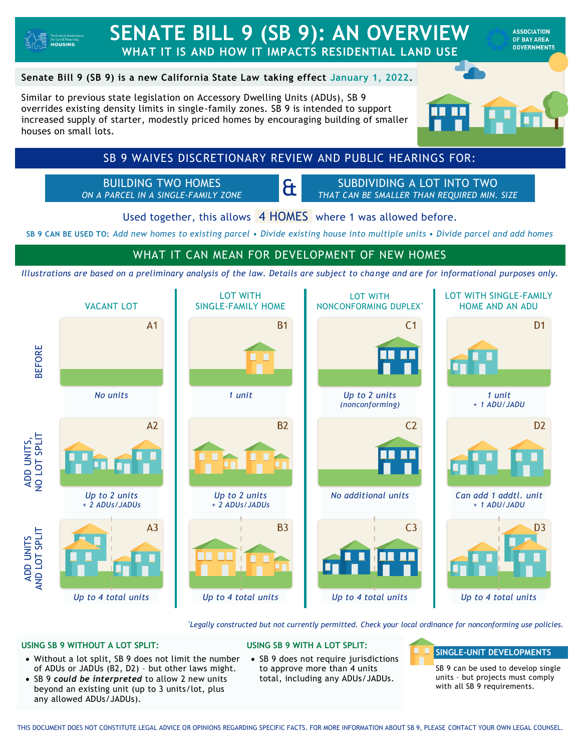# SENATE BILL 9 (SB 9): AN OVERVIEW

## WHAT IT IS AND HOW IT IMPACTS RESIDENTIAL LAND USE

Technical Assistance for Local Planning HOUSING

ASSOCIATION OF BAY AREA GOVERNMENTS

**Senate Bill 9 (SB 9) is a new California State Law taking effect January 1, 2022.**

Similar to previous state legislation on Accessory Dwelling Units (ADUs), SB 9 overrides existing density limits in single-family zones. SB 9 is intended to support increased supply of starter, modestly priced homes by encouraging building of smaller houses on small lots.

## SB 9 WAIVES DISCRETIONARY REVIEW AND PUBLIC HEARINGS FOR:

**BUILDING TWO HOMES** *ON A PARCEL IN A SINGLE-FAMILY ZONE* & **SUBDIVIDING A LOT INTO TWO** *THAT CAN BE SMALLER THAN REQUIRED MIN. SIZE*

Used together, this allows **4 HOMES** where 1 was allowed before.

**SB 9 CAN BE USED TO:** *Add new homes to existing parcel • Divide existing house into multiple units • Divide parcel and add homes*

## WHAT IT CAN MEAN FOR DEVELOPMENT OF NEW HOMES

*Illustrations are based on a preliminary analysis of the law. Details are subject to change and are for informational purposes only.*

| | VACANT LOT | LOT WITH SINGLE-FAMILY HOME | LOT WITH NONCONFORMING DUPLEX* | LOT WITH SINGLE-FAMILY HOME AND AN ADU |
|---|---|---|---|---|
| BEFORE | A1: *No units* | B1: *1 unit* | C1: *Up to 2 units (nonconforming)* | D1: *1 unit + 1 ADU/JADU* |
| ADD UNITS, NO LOT SPLIT | A2: *Up to 2 units + 2 ADUs/JADUs* | B2: *Up to 2 units + 2 ADUs/JADUs* | C2: *No additional units* | D2: *Can add 1 addtl. unit + 1 ADU/JADU* |
| ADD UNITS AND LOT SPLIT | A3: *Up to 4 total units* | B3: *Up to 4 total units* | C3: *Up to 4 total units* | D3: *Up to 4 total units* |

*\*Legally constructed but not currently permitted. Check your local ordinance for nonconforming use policies.*

### USING SB 9 WITHOUT A LOT SPLIT:

- Without a lot split, SB 9 does not limit the number of ADUs or JADUs (B2, D2) – but other laws might.
- SB 9 ***could be interpreted*** to allow 2 new units beyond an existing unit (up to 3 units/lot, plus any allowed ADUs/JADUs).

### USING SB 9 WITH A LOT SPLIT:

- SB 9 does not require jurisdictions to approve more than 4 units total, including any ADUs/JADUs.

### SINGLE-UNIT DEVELOPMENTS

SB 9 can be used to develop single units – but projects must comply with all SB 9 requirements.

THIS DOCUMENT DOES NOT CONSTITUTE LEGAL ADVICE OR OPINIONS REGARDING SPECIFIC FACTS. FOR MORE INFORMATION ABOUT SB 9, PLEASE CONTACT YOUR OWN LEGAL COUNSEL.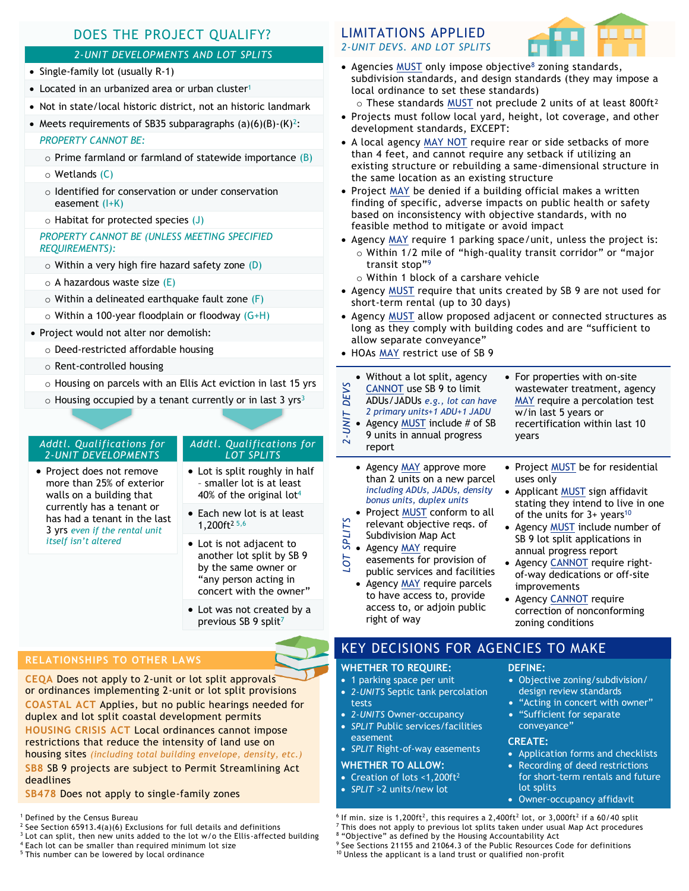## DOES THE PROJECT QUALIFY?

### 2-UNIT DEVELOPMENTS AND LOT SPLITS

- Single-family lot (usually R-1)
- Located in an urbanized area or urban cluster[1]
- Not in state/local historic district, not an historic landmark
- Meets requirements of SB35 subparagraphs (a)(6)(B)-(K)[2]:

*PROPERTY CANNOT BE:*

- Prime farmland or farmland of statewide importance (B)
- Wetlands (C)
- Identified for conservation or under conservation easement (I+K)
- Habitat for protected species (J)

*PROPERTY CANNOT BE (UNLESS MEETING SPECIFIED REQUIREMENTS):*

- Within a very high fire hazard safety zone (D)
- A hazardous waste size (E)
- Within a delineated earthquake fault zone (F)
- Within a 100-year floodplain or floodway (G+H)

- Project would not alter nor demolish:
  - Deed-restricted affordable housing
  - Rent-controlled housing
  - Housing on parcels with an Ellis Act eviction in last 15 yrs
  - Housing occupied by a tenant currently or in last 3 yrs[3]

### Addtl. Qualifications for 2-UNIT DEVELOPMENTS

- Project does not remove more than 25% of exterior walls on a building that currently has a tenant or has had a tenant in the last 3 yrs *even if the rental unit itself isn't altered*

### Addtl. Qualifications for LOT SPLITS

- Lot is split roughly in half – smaller lot is at least 40% of the original lot[4]
- Each new lot is at least 1,200ft²[5,6]
- Lot is not adjacent to another lot split by SB 9 by the same owner or "any person acting in concert with the owner"
- Lot was not created by a previous SB 9 split[7]

## RELATIONSHIPS TO OTHER LAWS

**CEQA** Does not apply to 2-unit or lot split approvals or ordinances implementing 2-unit or lot split provisions

**COASTAL ACT** Applies, but no public hearings needed for duplex and lot split coastal development permits

**HOUSING CRISIS ACT** Local ordinances cannot impose restrictions that reduce the intensity of land use on housing sites *(including total building envelope, density, etc.)*

**SB8** SB 9 projects are subject to Permit Streamlining Act deadlines

**SB478** Does not apply to single-family zones

## LIMITATIONS APPLIED

*2-UNIT DEVS. AND LOT SPLITS*

- Agencies MUST only impose objective[8] zoning standards, subdivision standards, and design standards (they may impose a local ordinance to set these standards)
  - These standards MUST not preclude 2 units of at least 800ft²
- Projects must follow local yard, height, lot coverage, and other development standards, EXCEPT:
- A local agency MAY NOT require rear or side setbacks of more than 4 feet, and cannot require any setback if utilizing an existing structure or rebuilding a same-dimensional structure in the same location as an existing structure
- Project MAY be denied if a building official makes a written finding of specific, adverse impacts on public health or safety based on inconsistency with objective standards, with no feasible method to mitigate or avoid impact
- Agency MAY require 1 parking space/unit, unless the project is:
  - Within 1/2 mile of "high-quality transit corridor" or "major transit stop"[9]
  - Within 1 block of a carshare vehicle
- Agency MUST require that units created by SB 9 are not used for short-term rental (up to 30 days)
- Agency MUST allow proposed adjacent or connected structures as long as they comply with building codes and are "sufficient to allow separate conveyance"
- HOAs MAY restrict use of SB 9

### 2-UNIT DEVS

- Without a lot split, agency CANNOT use SB 9 to limit ADUs/JADUs *e.g., lot can have 2 primary units+1 ADU+1 JADU*
- Agency MUST include # of SB 9 units in annual progress report
- For properties with on-site wastewater treatment, agency MAY require a percolation test w/in last 5 years or recertification within last 10 years

### LOT SPLITS

- Agency MAY approve more than 2 units on a new parcel *including ADUs, JADUs, density bonus units, duplex units*
- Project MUST conform to all relevant objective reqs. of Subdivision Map Act
- Agency MAY require easements for provision of public services and facilities
- Agency MAY require parcels to have access to, provide access to, or adjoin public right of way
- Project MUST be for residential uses only
- Applicant MUST sign affidavit stating they intend to live in one of the units for 3+ years[10]
- Agency MUST include number of SB 9 lot split applications in annual progress report
- Agency CANNOT require right-of-way dedications or off-site improvements
- Agency CANNOT require correction of nonconforming zoning conditions

## KEY DECISIONS FOR AGENCIES TO MAKE

**WHETHER TO REQUIRE:**

- 1 parking space per unit
- *2-UNITS* Septic tank percolation tests
- *2-UNITS* Owner-occupancy
- *SPLIT* Public services/facilities easement
- *SPLIT* Right-of-way easements

**WHETHER TO ALLOW:**

- Creation of lots <1,200ft²
- *SPLIT* >2 units/new lot

**DEFINE:**

- Objective zoning/subdivision/design review standards
- "Acting in concert with owner"
- "Sufficient for separate conveyance"

**CREATE:**

- Application forms and checklists
- Recording of deed restrictions for short-term rentals and future lot splits
- Owner-occupancy affidavit

---

[1] Defined by the Census Bureau
[2] See Section 65913.4(a)(6) Exclusions for full details and definitions
[3] Lot can split, then new units added to the lot w/o the Ellis-affected building
[4] Each lot can be smaller than required minimum lot size
[5] This number can be lowered by local ordinance
[6] If min. size is 1,200ft², this requires a 2,400ft² lot, or 3,000ft² if a 60/40 split
[7] This does not apply to previous lot splits taken under usual Map Act procedures
[8] "Objective" as defined by the Housing Accountability Act
[9] See Sections 21155 and 21064.3 of the Public Resources Code for definitions
[10] Unless the applicant is a land trust or qualified non-profit